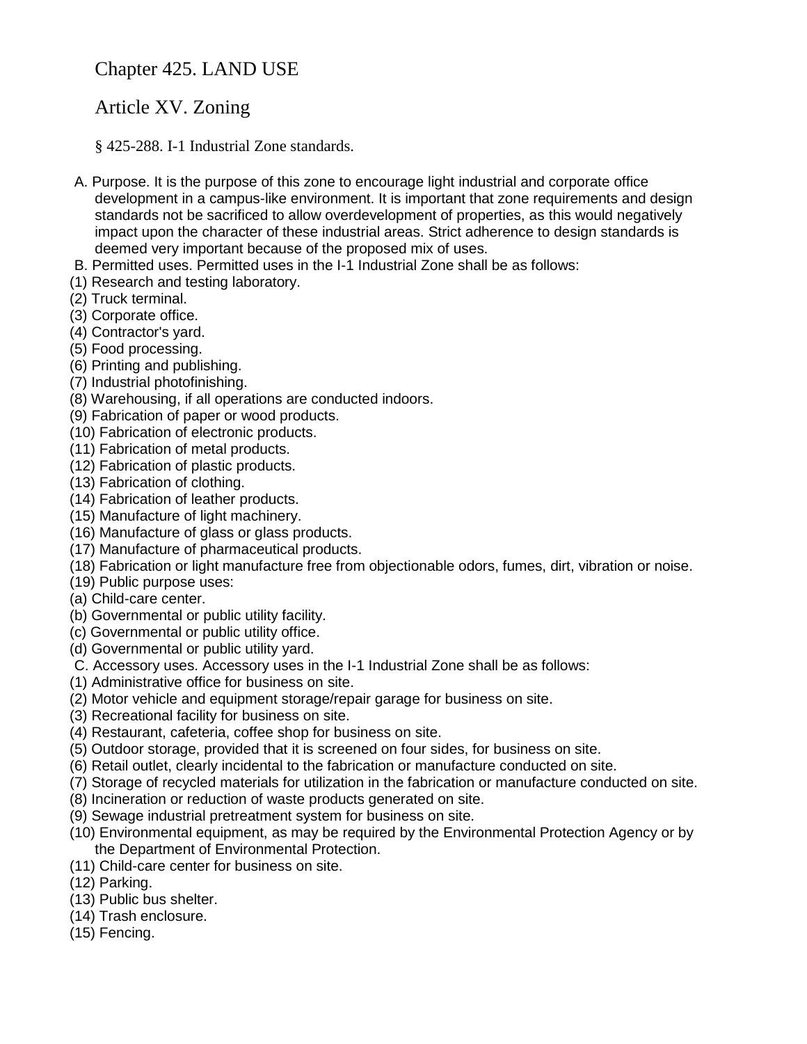# Chapter 425. LAND USE

## Article XV. Zoning

### § 425-288. I-1 Industrial Zone standards.

A. Purpose. It is the purpose of this zone to encourage light industrial and corporate office development in a campus-like environment. It is important that zone requirements and design standards not be sacrificed to allow overdevelopment of properties, as this would negatively impact upon the character of these industrial areas. Strict adherence to design standards is deemed very important because of the proposed mix of uses.

B. Permitted uses. Permitted uses in the I-1 Industrial Zone shall be as follows:

(1) Research and testing laboratory.
(2) Truck terminal.
(3) Corporate office.
(4) Contractor's yard.
(5) Food processing.
(6) Printing and publishing.
(7) Industrial photofinishing.
(8) Warehousing, if all operations are conducted indoors.
(9) Fabrication of paper or wood products.
(10) Fabrication of electronic products.
(11) Fabrication of metal products.
(12) Fabrication of plastic products.
(13) Fabrication of clothing.
(14) Fabrication of leather products.
(15) Manufacture of light machinery.
(16) Manufacture of glass or glass products.
(17) Manufacture of pharmaceutical products.
(18) Fabrication or light manufacture free from objectionable odors, fumes, dirt, vibration or noise.
(19) Public purpose uses:
(a) Child-care center.
(b) Governmental or public utility facility.
(c) Governmental or public utility office.
(d) Governmental or public utility yard.

C. Accessory uses. Accessory uses in the I-1 Industrial Zone shall be as follows:

(1) Administrative office for business on site.
(2) Motor vehicle and equipment storage/repair garage for business on site.
(3) Recreational facility for business on site.
(4) Restaurant, cafeteria, coffee shop for business on site.
(5) Outdoor storage, provided that it is screened on four sides, for business on site.
(6) Retail outlet, clearly incidental to the fabrication or manufacture conducted on site.
(7) Storage of recycled materials for utilization in the fabrication or manufacture conducted on site.
(8) Incineration or reduction of waste products generated on site.
(9) Sewage industrial pretreatment system for business on site.
(10) Environmental equipment, as may be required by the Environmental Protection Agency or by the Department of Environmental Protection.
(11) Child-care center for business on site.
(12) Parking.
(13) Public bus shelter.
(14) Trash enclosure.
(15) Fencing.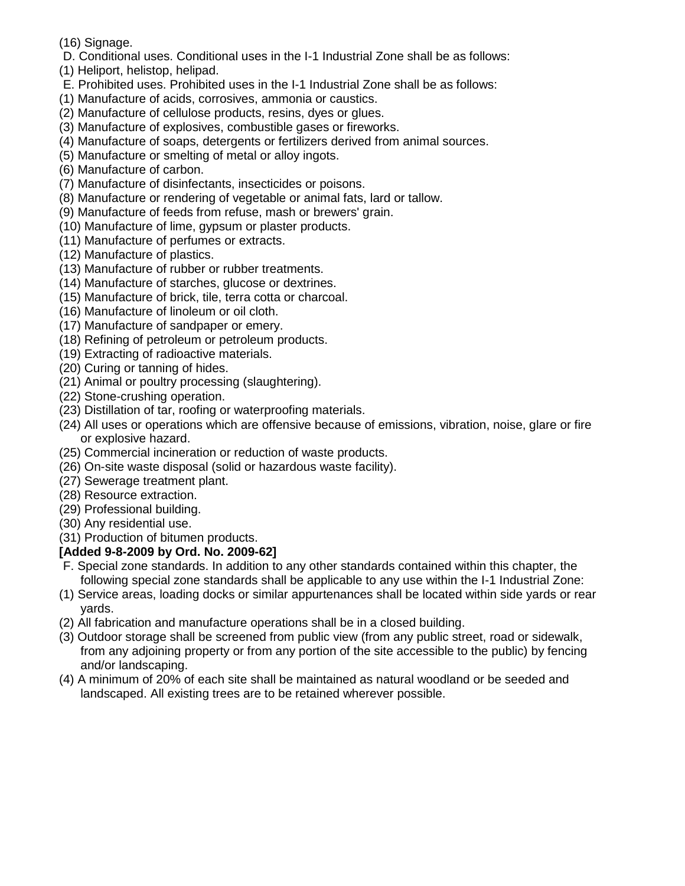(16) Signage.

D. Conditional uses. Conditional uses in the I-1 Industrial Zone shall be as follows:

(1) Heliport, helistop, helipad.

E. Prohibited uses. Prohibited uses in the I-1 Industrial Zone shall be as follows:

(1) Manufacture of acids, corrosives, ammonia or caustics.
(2) Manufacture of cellulose products, resins, dyes or glues.
(3) Manufacture of explosives, combustible gases or fireworks.
(4) Manufacture of soaps, detergents or fertilizers derived from animal sources.
(5) Manufacture or smelting of metal or alloy ingots.
(6) Manufacture of carbon.
(7) Manufacture of disinfectants, insecticides or poisons.
(8) Manufacture or rendering of vegetable or animal fats, lard or tallow.
(9) Manufacture of feeds from refuse, mash or brewers' grain.
(10) Manufacture of lime, gypsum or plaster products.
(11) Manufacture of perfumes or extracts.
(12) Manufacture of plastics.
(13) Manufacture of rubber or rubber treatments.
(14) Manufacture of starches, glucose or dextrines.
(15) Manufacture of brick, tile, terra cotta or charcoal.
(16) Manufacture of linoleum or oil cloth.
(17) Manufacture of sandpaper or emery.
(18) Refining of petroleum or petroleum products.
(19) Extracting of radioactive materials.
(20) Curing or tanning of hides.
(21) Animal or poultry processing (slaughtering).
(22) Stone-crushing operation.
(23) Distillation of tar, roofing or waterproofing materials.
(24) All uses or operations which are offensive because of emissions, vibration, noise, glare or fire or explosive hazard.
(25) Commercial incineration or reduction of waste products.
(26) On-site waste disposal (solid or hazardous waste facility).
(27) Sewerage treatment plant.
(28) Resource extraction.
(29) Professional building.
(30) Any residential use.
(31) Production of bitumen products.

**[Added 9-8-2009 by Ord. No. 2009-62]**

F. Special zone standards. In addition to any other standards contained within this chapter, the following special zone standards shall be applicable to any use within the I-1 Industrial Zone:

(1) Service areas, loading docks or similar appurtenances shall be located within side yards or rear yards.
(2) All fabrication and manufacture operations shall be in a closed building.
(3) Outdoor storage shall be screened from public view (from any public street, road or sidewalk, from any adjoining property or from any portion of the site accessible to the public) by fencing and/or landscaping.
(4) A minimum of 20% of each site shall be maintained as natural woodland or be seeded and landscaped. All existing trees are to be retained wherever possible.